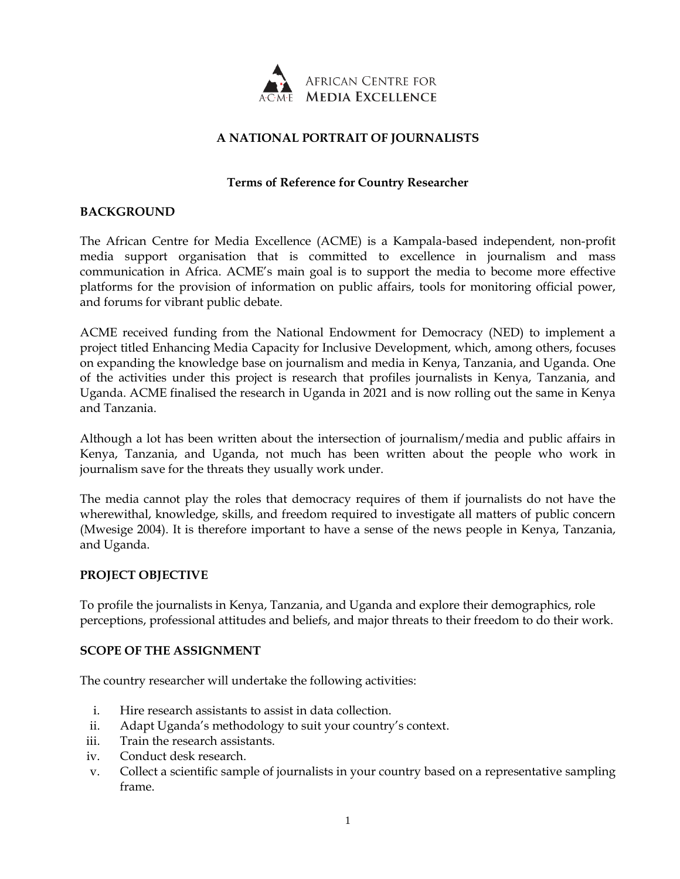AFRICAN CENTRE FOR MEDIA EXCELLENCE

# A NATIONAL PORTRAIT OF JOURNALISTS

## Terms of Reference for Country Researcher

### BACKGROUND

The African Centre for Media Excellence (ACME) is a Kampala-based independent, non-profit media support organisation that is committed to excellence in journalism and mass communication in Africa. ACME's main goal is to support the media to become more effective platforms for the provision of information on public affairs, tools for monitoring official power, and forums for vibrant public debate.

ACME received funding from the National Endowment for Democracy (NED) to implement a project titled Enhancing Media Capacity for Inclusive Development, which, among others, focuses on expanding the knowledge base on journalism and media in Kenya, Tanzania, and Uganda. One of the activities under this project is research that profiles journalists in Kenya, Tanzania, and Uganda. ACME finalised the research in Uganda in 2021 and is now rolling out the same in Kenya and Tanzania.

Although a lot has been written about the intersection of journalism/media and public affairs in Kenya, Tanzania, and Uganda, not much has been written about the people who work in journalism save for the threats they usually work under.

The media cannot play the roles that democracy requires of them if journalists do not have the wherewithal, knowledge, skills, and freedom required to investigate all matters of public concern (Mwesige 2004). It is therefore important to have a sense of the news people in Kenya, Tanzania, and Uganda.

### PROJECT OBJECTIVE

To profile the journalists in Kenya, Tanzania, and Uganda and explore their demographics, role perceptions, professional attitudes and beliefs, and major threats to their freedom to do their work.

### SCOPE OF THE ASSIGNMENT

The country researcher will undertake the following activities:

i. Hire research assistants to assist in data collection.
ii. Adapt Uganda's methodology to suit your country's context.
iii. Train the research assistants.
iv. Conduct desk research.
v. Collect a scientific sample of journalists in your country based on a representative sampling frame.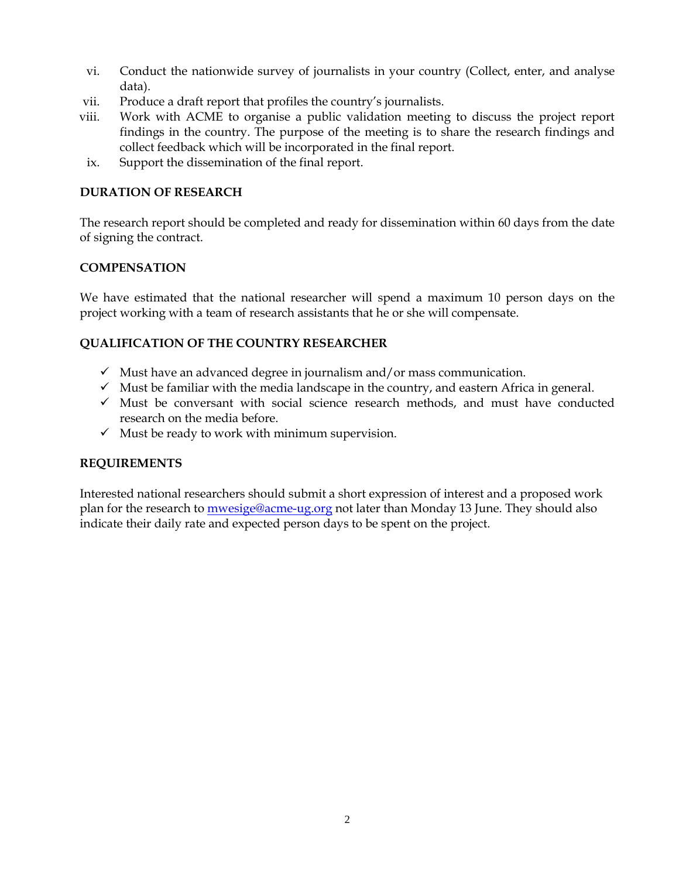vi. Conduct the nationwide survey of journalists in your country (Collect, enter, and analyse data).
vii. Produce a draft report that profiles the country's journalists.
viii. Work with ACME to organise a public validation meeting to discuss the project report findings in the country. The purpose of the meeting is to share the research findings and collect feedback which will be incorporated in the final report.
ix. Support the dissemination of the final report.

**DURATION OF RESEARCH**

The research report should be completed and ready for dissemination within 60 days from the date of signing the contract.

**COMPENSATION**

We have estimated that the national researcher will spend a maximum 10 person days on the project working with a team of research assistants that he or she will compensate.

**QUALIFICATION OF THE COUNTRY RESEARCHER**

- ✓ Must have an advanced degree in journalism and/or mass communication.
- ✓ Must be familiar with the media landscape in the country, and eastern Africa in general.
- ✓ Must be conversant with social science research methods, and must have conducted research on the media before.
- ✓ Must be ready to work with minimum supervision.

**REQUIREMENTS**

Interested national researchers should submit a short expression of interest and a proposed work plan for the research to mwesige@acme-ug.org not later than Monday 13 June. They should also indicate their daily rate and expected person days to be spent on the project.